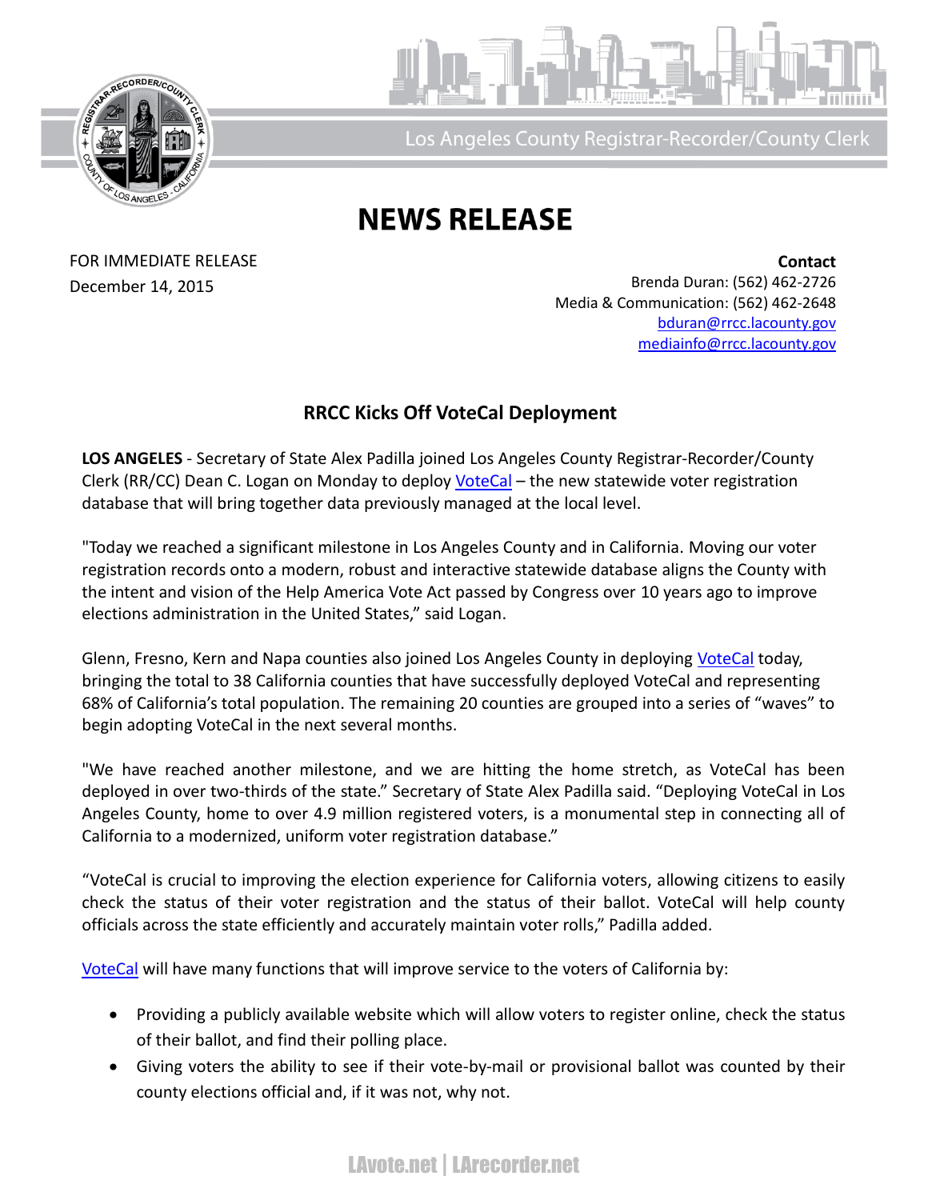Los Angeles County Registrar-Recorder/County Clerk

# NEWS RELEASE

FOR IMMEDIATE RELEASE
December 14, 2015

**Contact**
Brenda Duran: (562) 462-2726
Media & Communication: (562) 462-2648
bduran@rrcc.lacounty.gov
mediainfo@rrcc.lacounty.gov

## RRCC Kicks Off VoteCal Deployment

**LOS ANGELES** - Secretary of State Alex Padilla joined Los Angeles County Registrar-Recorder/County Clerk (RR/CC) Dean C. Logan on Monday to deploy VoteCal – the new statewide voter registration database that will bring together data previously managed at the local level.

"Today we reached a significant milestone in Los Angeles County and in California. Moving our voter registration records onto a modern, robust and interactive statewide database aligns the County with the intent and vision of the Help America Vote Act passed by Congress over 10 years ago to improve elections administration in the United States," said Logan.

Glenn, Fresno, Kern and Napa counties also joined Los Angeles County in deploying VoteCal today, bringing the total to 38 California counties that have successfully deployed VoteCal and representing 68% of California's total population. The remaining 20 counties are grouped into a series of "waves" to begin adopting VoteCal in the next several months.

"We have reached another milestone, and we are hitting the home stretch, as VoteCal has been deployed in over two-thirds of the state." Secretary of State Alex Padilla said. "Deploying VoteCal in Los Angeles County, home to over 4.9 million registered voters, is a monumental step in connecting all of California to a modernized, uniform voter registration database."

"VoteCal is crucial to improving the election experience for California voters, allowing citizens to easily check the status of their voter registration and the status of their ballot. VoteCal will help county officials across the state efficiently and accurately maintain voter rolls," Padilla added.

VoteCal will have many functions that will improve service to the voters of California by:

- Providing a publicly available website which will allow voters to register online, check the status of their ballot, and find their polling place.
- Giving voters the ability to see if their vote-by-mail or provisional ballot was counted by their county elections official and, if it was not, why not.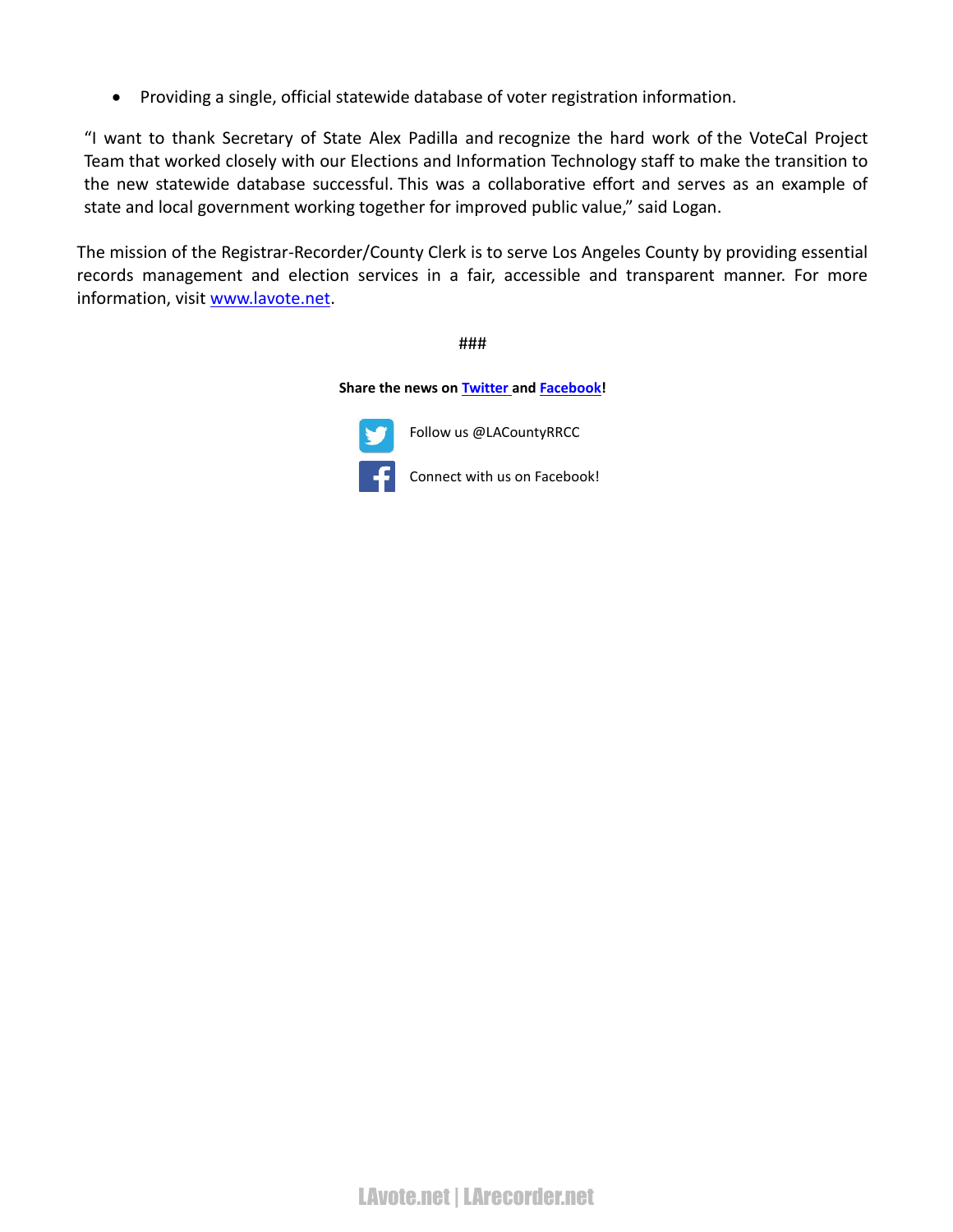- Providing a single, official statewide database of voter registration information.

"I want to thank Secretary of State Alex Padilla and recognize the hard work of the VoteCal Project Team that worked closely with our Elections and Information Technology staff to make the transition to the new statewide database successful. This was a collaborative effort and serves as an example of state and local government working together for improved public value," said Logan.

The mission of the Registrar-Recorder/County Clerk is to serve Los Angeles County by providing essential records management and election services in a fair, accessible and transparent manner. For more information, visit www.lavote.net.

###

**Share the news on Twitter and Facebook!**

Follow us @LACountyRRCC

Connect with us on Facebook!